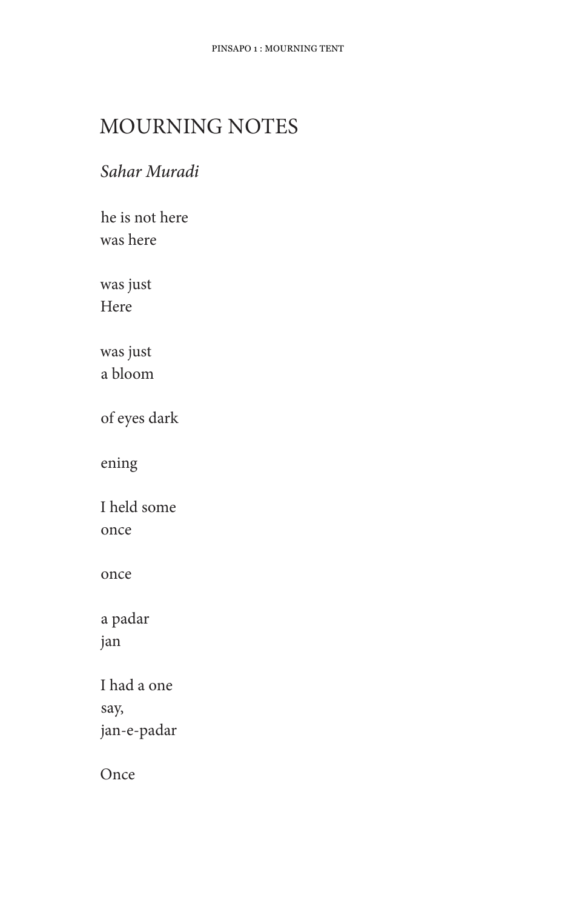# MOURNING NOTES

*Sahar Muradi*

he is not here  
was here

was just  
Here

was just  
a bloom

of eyes dark

ening

I held some  
once

once

a padar  
jan

I had a one  
say,  
jan-e-padar

Once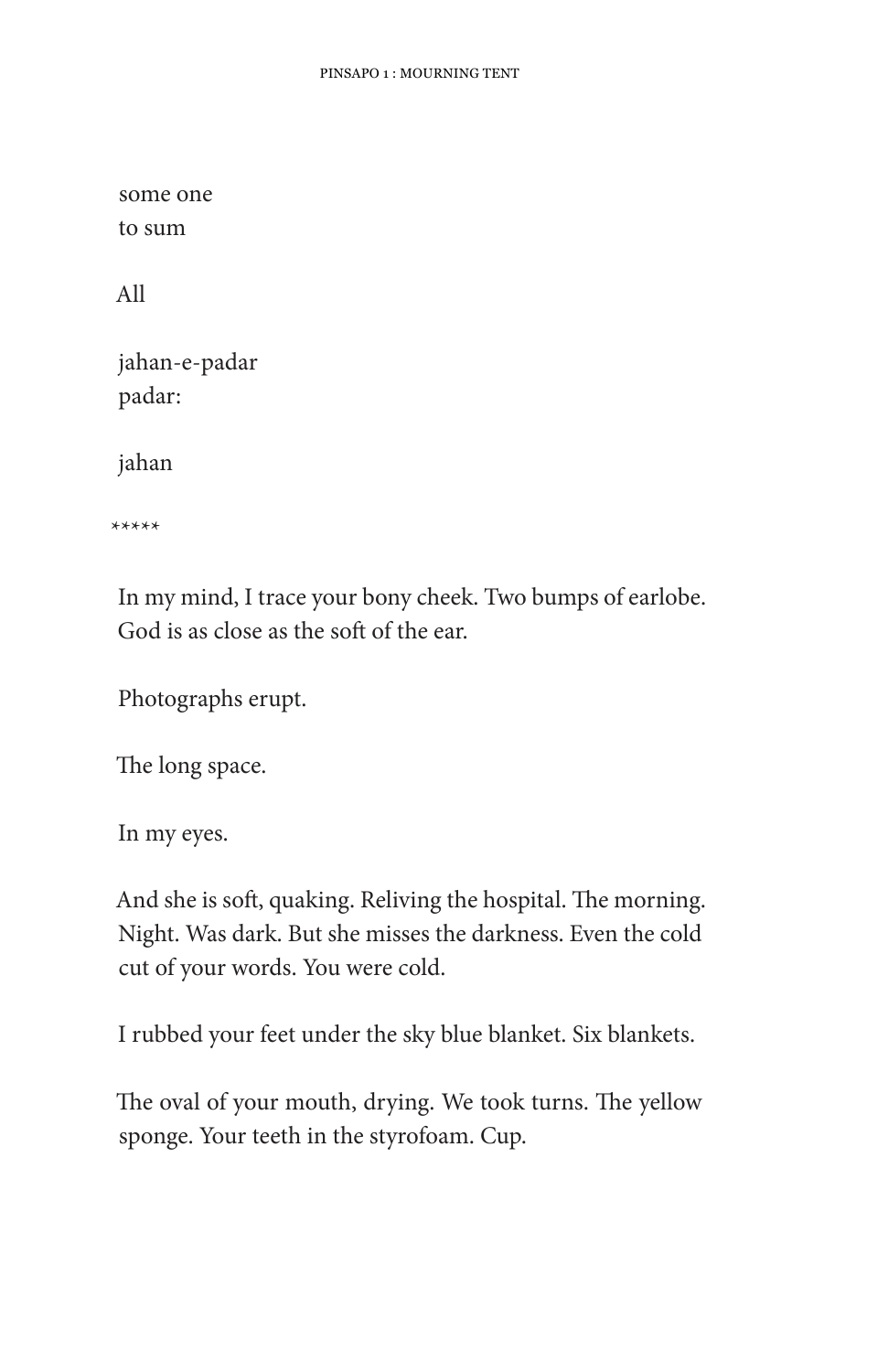some one
to sum

All

jahan-e-padar
padar:

jahan

*****

In my mind, I trace your bony cheek. Two bumps of earlobe.
God is as close as the soft of the ear.

Photographs erupt.

The long space.

In my eyes.

And she is soft, quaking. Reliving the hospital. The morning.
Night. Was dark. But she misses the darkness. Even the cold
cut of your words. You were cold.

I rubbed your feet under the sky blue blanket. Six blankets.

The oval of your mouth, drying. We took turns. The yellow
sponge. Your teeth in the styrofoam. Cup.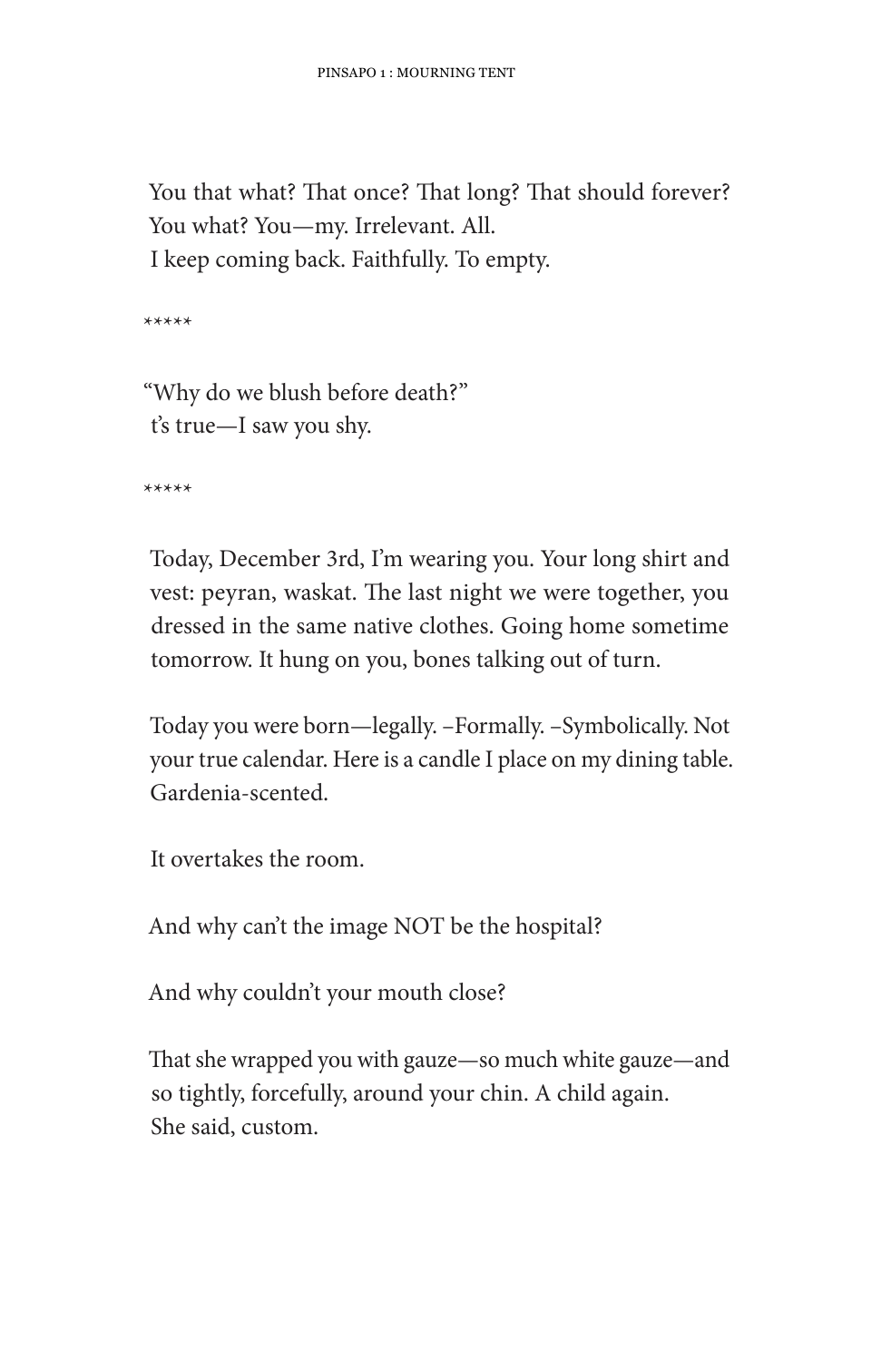You that what? That once? That long? That should forever?
You what? You—my. Irrelevant. All.
I keep coming back. Faithfully. To empty.

*****

"Why do we blush before death?"
t's true—I saw you shy.

*****

Today, December 3rd, I'm wearing you. Your long shirt and vest: peyran, waskat. The last night we were together, you dressed in the same native clothes. Going home sometime tomorrow. It hung on you, bones talking out of turn.

Today you were born—legally. –Formally. –Symbolically. Not your true calendar. Here is a candle I place on my dining table. Gardenia-scented.

It overtakes the room.

And why can't the image NOT be the hospital?

And why couldn't your mouth close?

That she wrapped you with gauze—so much white gauze—and so tightly, forcefully, around your chin. A child again. She said, custom.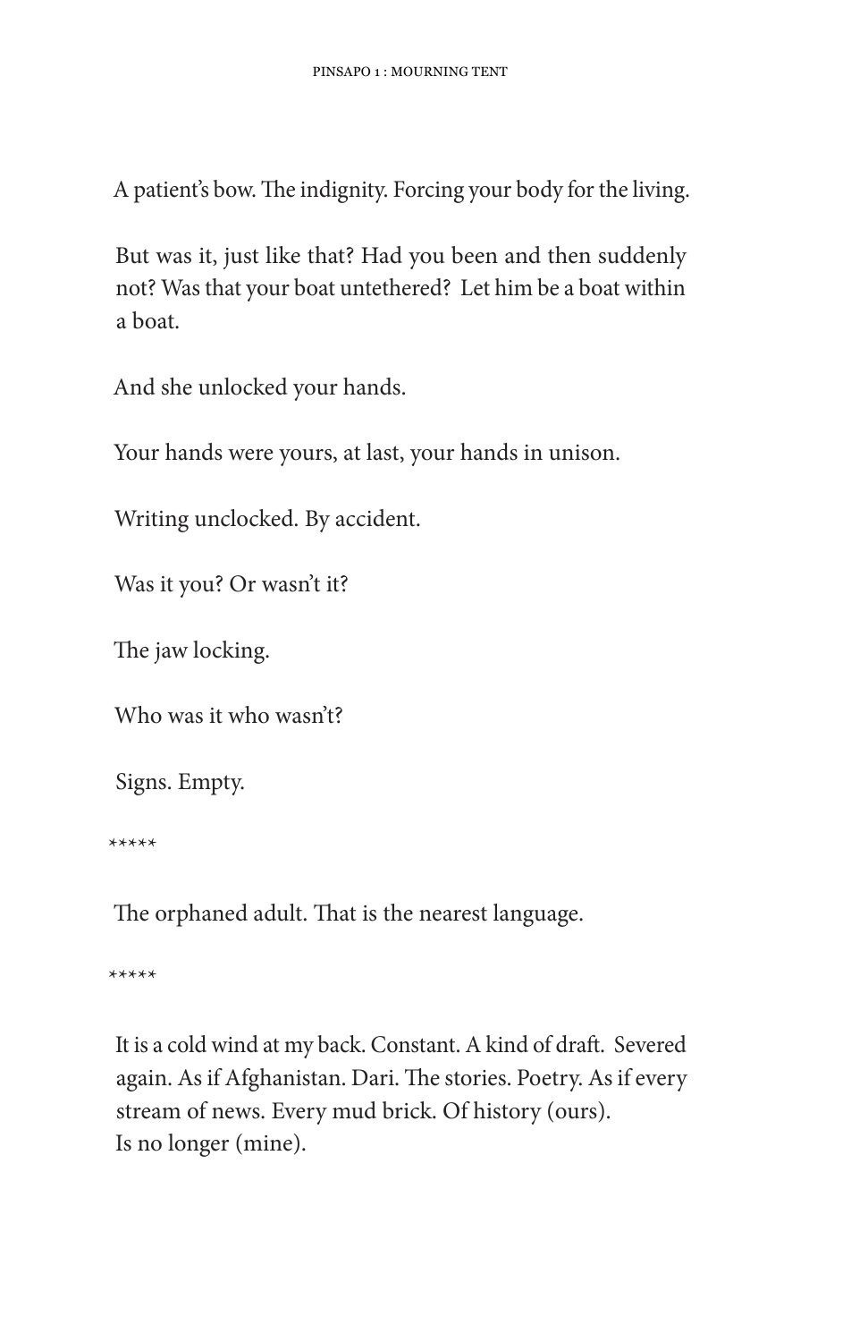A patient's bow. The indignity. Forcing your body for the living.

But was it, just like that? Had you been and then suddenly not? Was that your boat untethered?  Let him be a boat within a boat.

And she unlocked your hands.

Your hands were yours, at last, your hands in unison.

Writing unclocked. By accident.

Was it you? Or wasn't it?

The jaw locking.

Who was it who wasn't?

Signs. Empty.

*****

The orphaned adult. That is the nearest language.

*****

It is a cold wind at my back. Constant. A kind of draft.  Severed again. As if Afghanistan. Dari. The stories. Poetry. As if every stream of news. Every mud brick. Of history (ours).
Is no longer (mine).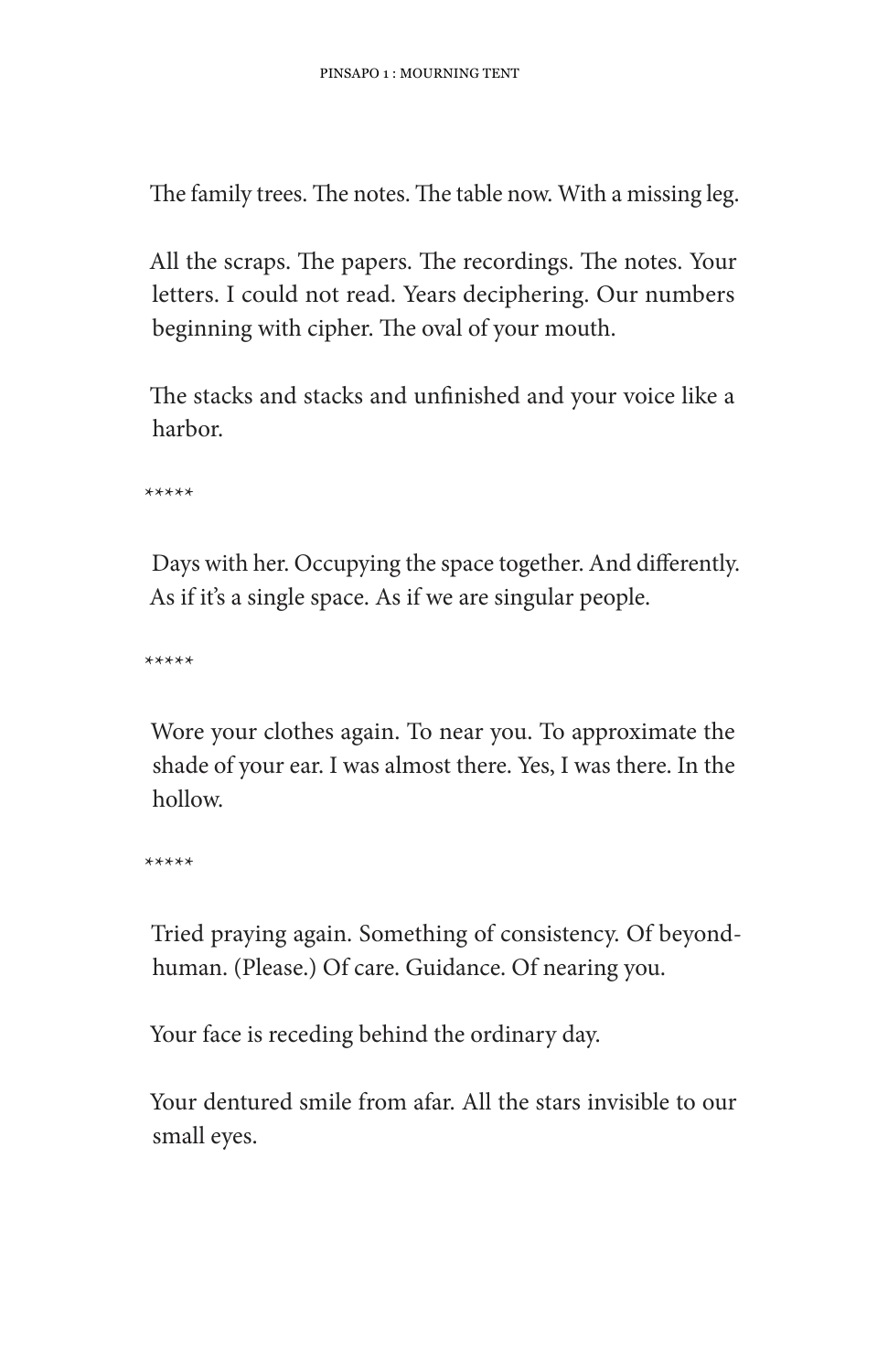The family trees. The notes. The table now. With a missing leg.

All the scraps. The papers. The recordings. The notes. Your letters. I could not read. Years deciphering. Our numbers beginning with cipher. The oval of your mouth.

The stacks and stacks and unfinished and your voice like a harbor.

*****

Days with her. Occupying the space together. And differently. As if it's a single space. As if we are singular people.

*****

Wore your clothes again. To near you. To approximate the shade of your ear. I was almost there. Yes, I was there. In the hollow.

*****

Tried praying again. Something of consistency. Of beyond-human. (Please.) Of care. Guidance. Of nearing you.

Your face is receding behind the ordinary day.

Your dentured smile from afar. All the stars invisible to our small eyes.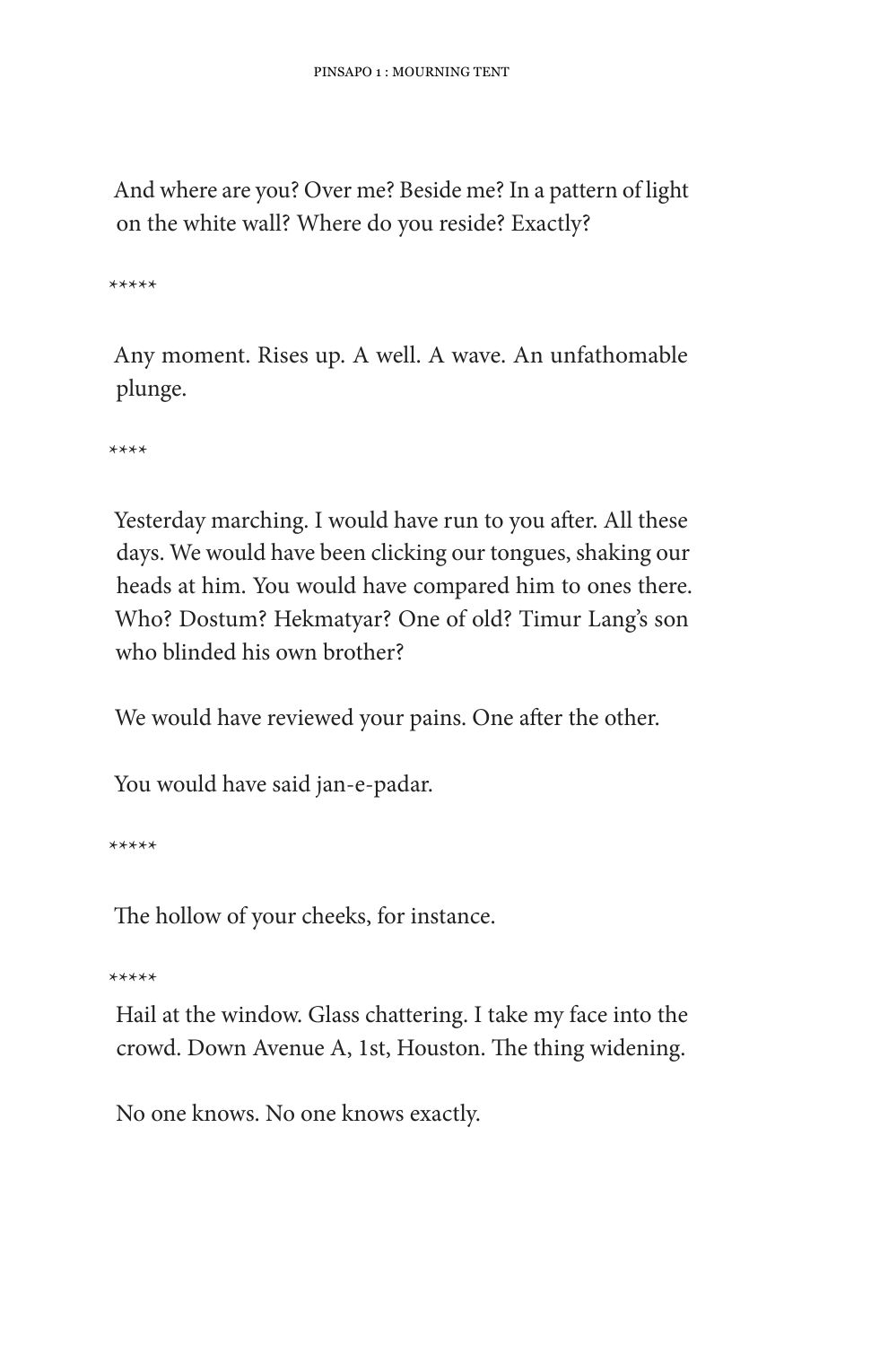And where are you? Over me? Beside me? In a pattern of light on the white wall? Where do you reside? Exactly?

*****

Any moment. Rises up. A well. A wave. An unfathomable plunge.

****

Yesterday marching. I would have run to you after. All these days. We would have been clicking our tongues, shaking our heads at him. You would have compared him to ones there. Who? Dostum? Hekmatyar? One of old? Timur Lang's son who blinded his own brother?

We would have reviewed your pains. One after the other.

You would have said jan-e-padar.

*****

The hollow of your cheeks, for instance.

*****

Hail at the window. Glass chattering. I take my face into the crowd. Down Avenue A, 1st, Houston. The thing widening.

No one knows. No one knows exactly.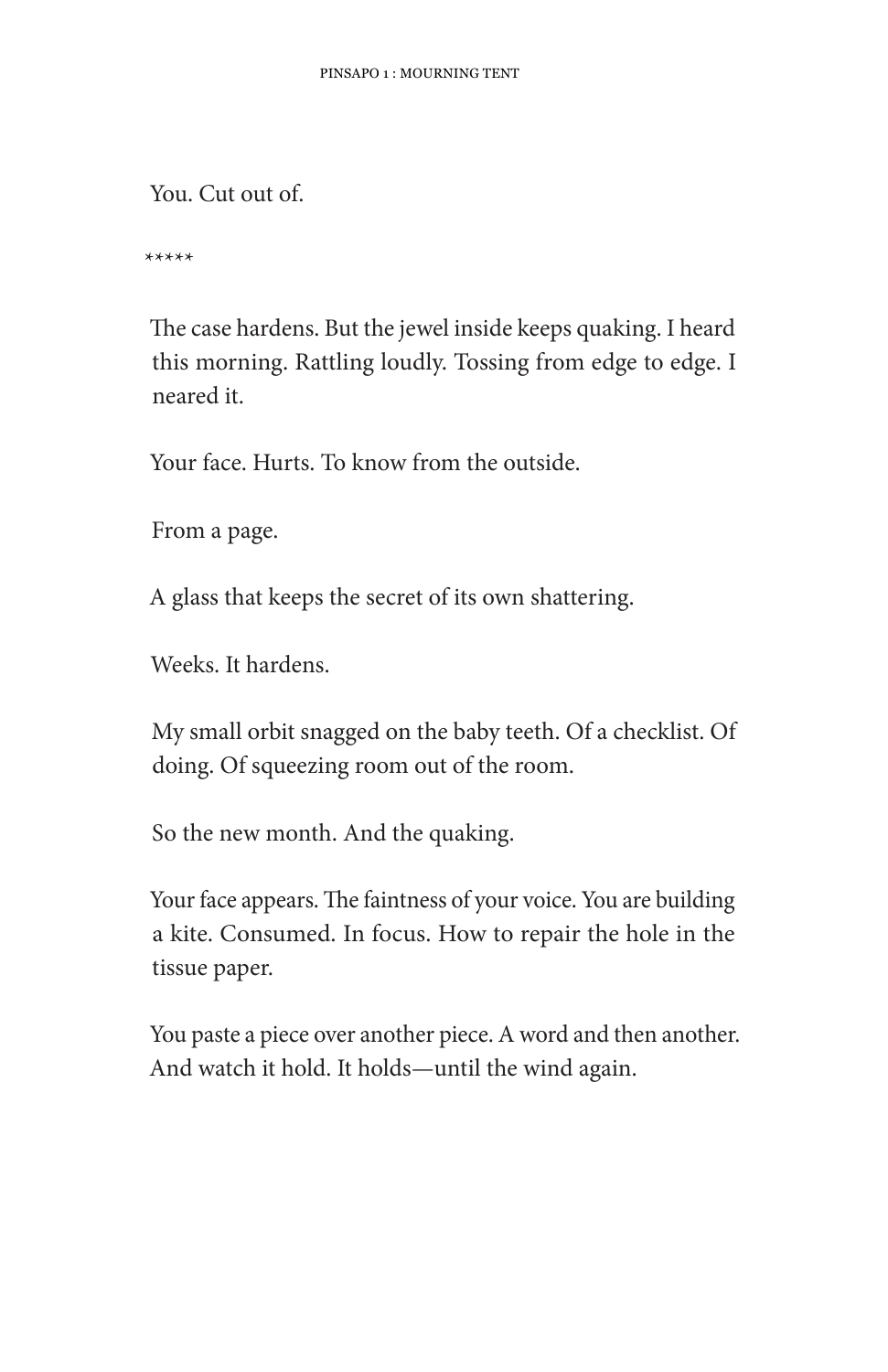You. Cut out of.

*****

The case hardens. But the jewel inside keeps quaking. I heard this morning. Rattling loudly. Tossing from edge to edge. I neared it.

Your face. Hurts. To know from the outside.

From a page.

A glass that keeps the secret of its own shattering.

Weeks. It hardens.

My small orbit snagged on the baby teeth. Of a checklist. Of doing. Of squeezing room out of the room.

So the new month. And the quaking.

Your face appears. The faintness of your voice. You are building a kite. Consumed. In focus. How to repair the hole in the tissue paper.

You paste a piece over another piece. A word and then another. And watch it hold. It holds—until the wind again.